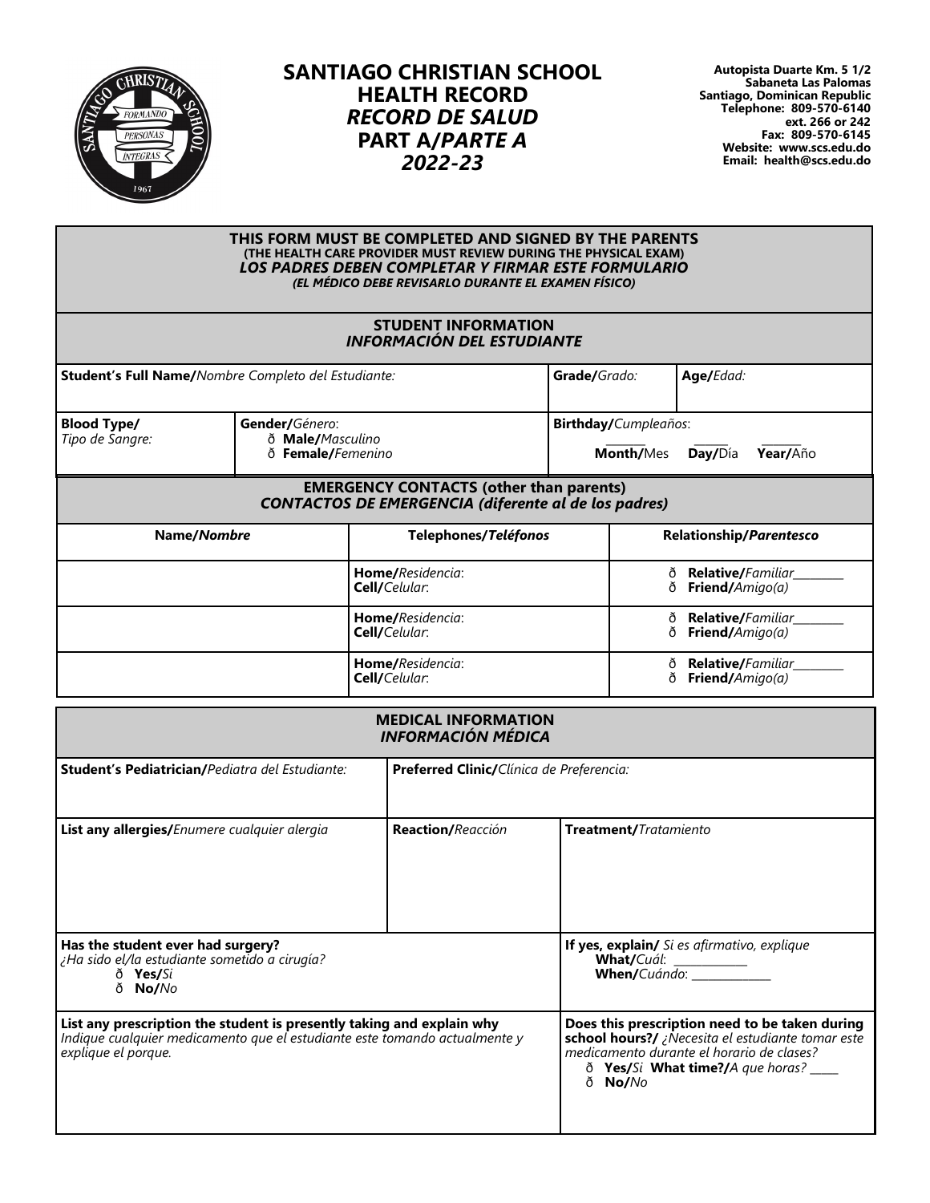# SANTIAGO CHRISTIAN SCHOOL
# HEALTH RECORD
# *RECORD DE SALUD*
# PART A/*PARTE A*
# *2022-23*

**Autopista Duarte Km. 5 1/2**
**Sabaneta Las Palomas**
**Santiago, Dominican Republic**
**Telephone: 809-570-6140**
**ext. 266 or 242**
**Fax: 809-570-6145**
**Website: www.scs.edu.do**
**Email: health@scs.edu.do**

**THIS FORM MUST BE COMPLETED AND SIGNED BY THE PARENTS**
**(THE HEALTH CARE PROVIDER MUST REVIEW DURING THE PHYSICAL EXAM)**
***LOS PADRES DEBEN COMPLETAR Y FIRMAR ESTE FORMULARIO***
***(EL MÉDICO DEBE REVISARLO DURANTE EL EXAMEN FÍSICO)***

## STUDENT INFORMATION
## *INFORMACIÓN DEL ESTUDIANTE*

| **Student's Full Name/***Nombre Completo del Estudiante:* | | **Grade/***Grado:* | **Age/***Edad:* |
|---|---|---|---|
| **Blood Type/** *Tipo de Sangre:* | **Gender/***Género*: ð **Male/***Masculino* ð **Female/***Femenino* | **Birthday/***Cumpleaños*: ______ **Month/**Mes ______ **Day/**Día ______ **Year/**Año | |

## EMERGENCY CONTACTS (other than parents)
## *CONTACTOS DE EMERGENCIA (diferente al de los padres)*

| Name/*Nombre* | Telephones/*Teléfonos* | Relationship/*Parentesco* |
|---|---|---|
| | **Home/***Residencia*: **Cell/***Celular*: | ð **Relative/***Familiar*________ ð **Friend/***Amigo(a)* |
| | **Home/***Residencia*: **Cell/***Celular*: | ð **Relative/***Familiar*________ ð **Friend/***Amigo(a)* |
| | **Home/***Residencia*: **Cell/***Celular*: | ð **Relative/***Familiar*________ ð **Friend/***Amigo(a)* |

## MEDICAL INFORMATION
## *INFORMACIÓN MÉDICA*

| **Student's Pediatrician/***Pediatra del Estudiante:* | **Preferred Clinic/***Clínica de Preferencia:* | |
|---|---|---|
| **List any allergies/***Enumere cualquier alergia* | **Reaction/***Reacción* | **Treatment/***Tratamiento* |
| **Has the student ever had surgery?** *¿Ha sido el/la estudiante sometido a cirugía?* ð **Yes/***Si* ð **No/***No* | | **If yes, explain/** *Si es afirmativo, explique* **What/***Cuál*: ___________ **When/***Cuándo*: ____________ |
| **List any prescription the student is presently taking and explain why** *Indique cualquier medicamento que el estudiante este tomando actualmente y explique el porque.* | | **Does this prescription need to be taken during school hours?/** *¿Necesita el estudiante tomar este medicamento durante el horario de clases?* ð **Yes/***Si* **What time?/***A que horas?* ____ ð **No/***No* |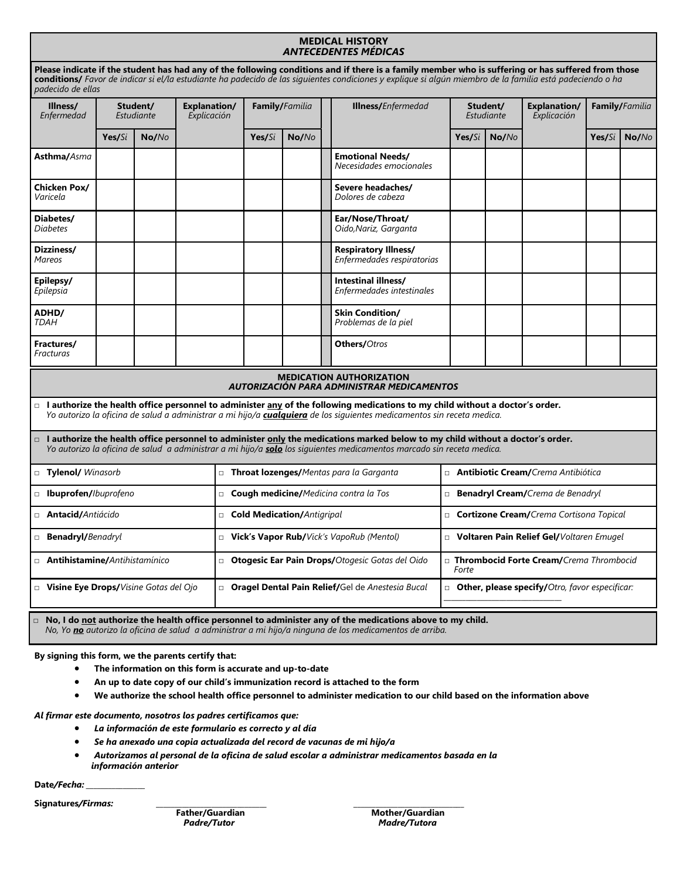## MEDICAL HISTORY
### *ANTECEDENTES MÉDICAS*

**Please indicate if the student has had any of the following conditions and if there is a family member who is suffering or has suffered from those conditions/** *Favor de indicar si el/la estudiante ha padecido de las siguientes condiciones y explique si algún miembro de la familia está padeciendo o ha padecido de ellas*

| **Illness/** *Enfermedad* | **Student/** *Estudiante* | | **Explanation/** *Explicación* | **Family/***Familia* | | | **Illness/***Enfermedad* | **Student/** *Estudiante* | | **Explanation/** *Explicación* | **Family/***Familia* | |
|---|---|---|---|---|---|---|---|---|---|---|---|---|
| | **Yes/***Si* | **No/***No* | | **Yes/***Si* | **No/***No* | | | **Yes/***Si* | **No/***No* | | **Yes/***Si* | **No/***No* |
| **Asthma/***Asma* | | | | | | | **Emotional Needs/** *Necesidades emocionales* | | | | | |
| **Chicken Pox/** *Varicela* | | | | | | | **Severe headaches/** *Dolores de cabeza* | | | | | |
| **Diabetes/** *Diabetes* | | | | | | | **Ear/Nose/Throat/** *Oido,Nariz, Garganta* | | | | | |
| **Dizziness/** *Mareos* | | | | | | | **Respiratory Illness/** *Enfermedades respiratorias* | | | | | |
| **Epilepsy/** *Epilepsia* | | | | | | | **Intestinal illness/** *Enfermedades intestinales* | | | | | |
| **ADHD/** *TDAH* | | | | | | | **Skin Condition/** *Problemas de la piel* | | | | | |
| **Fractures/** *Fracturas* | | | | | | | **Others/***Otros* | | | | | |

## MEDICATION AUTHORIZATION
### *AUTORIZACIÓN PARA ADMINISTRAR MEDICAMENTOS*

□ **I authorize the health office personnel to administer any of the following medications to my child without a doctor's order.**
*Yo autorizo la oficina de salud a administrar a mi hijo/a **cualquiera** de los siguientes medicamentos sin receta medica.*

□ **I authorize the health office personnel to administer only the medications marked below to my child without a doctor's order.**
*Yo autorizo la oficina de salud a administrar a mi hijo/a **solo** los siguientes medicamentos marcado sin receta medica.*

| | | |
|---|---|---|
| □ **Tylenol/** *Winasorb* | □ **Throat lozenges/***Mentas para la Garganta* | □ **Antibiotic Cream/***Crema Antibiótica* |
| □ **Ibuprofen/***Ibuprofeno* | □ **Cough medicine/***Medicina contra la Tos* | □ **Benadryl Cream/***Crema de Benadryl* |
| □ **Antacid/***Antiácido* | □ **Cold Medication/***Antigripal* | □ **Cortizone Cream/***Crema Cortisona Topical* |
| □ **Benadryl/***Benadryl* | □ **Vick's Vapor Rub/***Vick's VapoRub (Mentol)* | □ **Voltaren Pain Relief Gel/***Voltaren Emugel* |
| □ **Antihistamine/***Antihistamínico* | □ **Otogesic Ear Pain Drops/***Otogesic Gotas del Oido* | □ **Thrombocid Forte Cream/***Crema Thrombocid Forte* |
| □ **Visine Eye Drops/***Visine Gotas del Ojo* | □ **Oragel Dental Pain Relief/**Gel de *Anestesia Bucal* | □ **Other, please specify/***Otro, favor especificar:* ______________________________ |

□ **No, I do not authorize the health office personnel to administer any of the medications above to my child.**
*No, Yo **no** autorizo la oficina de salud a administrar a mi hijo/a ninguna de los medicamentos de arriba.*

**By signing this form, we the parents certify that:**

- **The information on this form is accurate and up-to-date**
- **An up to date copy of our child's immunization record is attached to the form**
- **We authorize the school health office personnel to administer medication to our child based on the information above**

***Al firmar este documento, nosotros los padres certificamos que:***

- ***La información de este formulario es correcto y al día***
- ***Se ha anexado una copia actualizada del record de vacunas de mi hijo/a***
- ***Autorizamos al personal de la oficina de salud escolar a administrar medicamentos basada en la información anterior***

**Date/*Fecha:*** _______________

**Signatures/*Firmas:*** ______________________________ ______________________________

**Father/Guardian** ***Padre/Tutor*** **Mother/Guardian** ***Madre/Tutora***